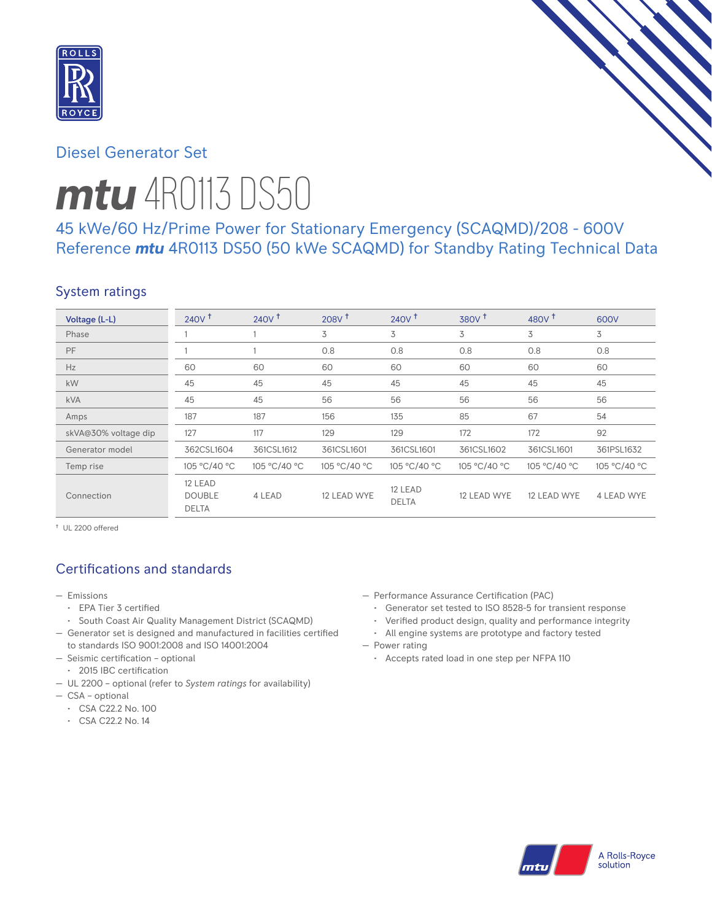## Diesel Generator Set

# mtu 4R0113 DS50

### 45 kWe/60 Hz/Prime Power for Stationary Emergency (SCAQMD)/208 - 600V
### Reference *mtu* 4R0113 DS50 (50 kWe SCAQMD) for Standby Rating Technical Data

## System ratings

| Voltage (L-L) | 240V † | 240V † | 208V † | 240V † | 380V † | 480V † | 600V |
|---|---|---|---|---|---|---|---|
| Phase | 1 | 1 | 3 | 3 | 3 | 3 | 3 |
| PF | 1 | 1 | 0.8 | 0.8 | 0.8 | 0.8 | 0.8 |
| Hz | 60 | 60 | 60 | 60 | 60 | 60 | 60 |
| kW | 45 | 45 | 45 | 45 | 45 | 45 | 45 |
| kVA | 45 | 45 | 56 | 56 | 56 | 56 | 56 |
| Amps | 187 | 187 | 156 | 135 | 85 | 67 | 54 |
| skVA@30% voltage dip | 127 | 117 | 129 | 129 | 172 | 172 | 92 |
| Generator model | 362CSL1604 | 361CSL1612 | 361CSL1601 | 361CSL1601 | 361CSL1602 | 361CSL1601 | 361PSL1632 |
| Temp rise | 105 °C/40 °C | 105 °C/40 °C | 105 °C/40 °C | 105 °C/40 °C | 105 °C/40 °C | 105 °C/40 °C | 105 °C/40 °C |
| Connection | 12 LEAD DOUBLE DELTA | 4 LEAD | 12 LEAD WYE | 12 LEAD DELTA | 12 LEAD WYE | 12 LEAD WYE | 4 LEAD WYE |

† UL 2200 offered

## Certifications and standards

- Emissions
  - EPA Tier 3 certified
  - South Coast Air Quality Management District (SCAQMD)
- Generator set is designed and manufactured in facilities certified to standards ISO 9001:2008 and ISO 14001:2004
- Seismic certification – optional
  - 2015 IBC certification
- UL 2200 – optional (refer to *System ratings* for availability)
- CSA – optional
  - CSA C22.2 No. 100
  - CSA C22.2 No. 14
- Performance Assurance Certification (PAC)
  - Generator set tested to ISO 8528-5 for transient response
  - Verified product design, quality and performance integrity
  - All engine systems are prototype and factory tested
- Power rating
  - Accepts rated load in one step per NFPA 110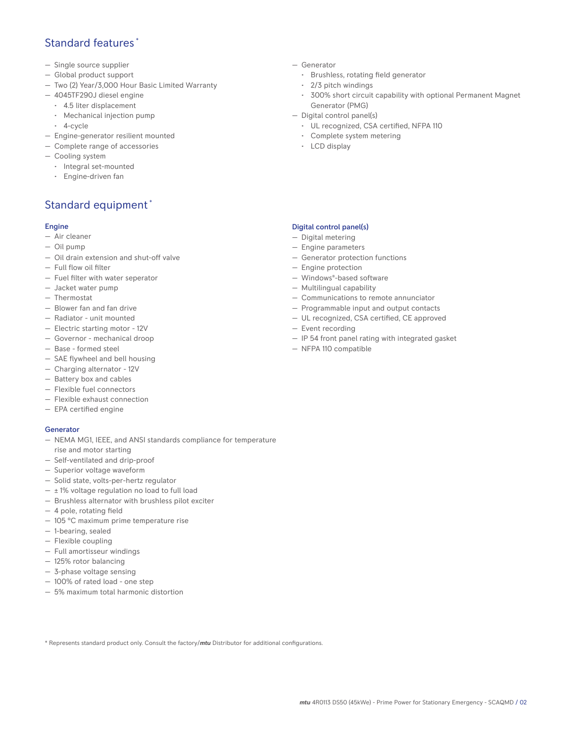## Standard features *

- Single source supplier
- Global product support
- Two (2) Year/3,000 Hour Basic Limited Warranty
- 4045TF290J diesel engine
  - 4.5 liter displacement
  - Mechanical injection pump
  - 4-cycle
- Engine-generator resilient mounted
- Complete range of accessories
- Cooling system
  - Integral set-mounted
  - Engine-driven fan
- Generator
  - Brushless, rotating field generator
  - 2/3 pitch windings
  - 300% short circuit capability with optional Permanent Magnet Generator (PMG)
- Digital control panel(s)
  - UL recognized, CSA certified, NFPA 110
  - Complete system metering
  - LCD display

## Standard equipment *

### Engine

- Air cleaner
- Oil pump
- Oil drain extension and shut-off valve
- Full flow oil filter
- Fuel filter with water seperator
- Jacket water pump
- Thermostat
- Blower fan and fan drive
- Radiator - unit mounted
- Electric starting motor - 12V
- Governor - mechanical droop
- Base - formed steel
- SAE flywheel and bell housing
- Charging alternator - 12V
- Battery box and cables
- Flexible fuel connectors
- Flexible exhaust connection
- EPA certified engine

### Generator

- NEMA MG1, IEEE, and ANSI standards compliance for temperature rise and motor starting
- Self-ventilated and drip-proof
- Superior voltage waveform
- Solid state, volts-per-hertz regulator
- ± 1% voltage regulation no load to full load
- Brushless alternator with brushless pilot exciter
- 4 pole, rotating field
- 105 °C maximum prime temperature rise
- 1-bearing, sealed
- Flexible coupling
- Full amortisseur windings
- 125% rotor balancing
- 3-phase voltage sensing
- 100% of rated load - one step
- 5% maximum total harmonic distortion

### Digital control panel(s)

- Digital metering
- Engine parameters
- Generator protection functions
- Engine protection
- Windows®-based software
- Multilingual capability
- Communications to remote annunciator
- Programmable input and output contacts
- UL recognized, CSA certified, CE approved
- Event recording
- IP 54 front panel rating with integrated gasket
- NFPA 110 compatible

* Represents standard product only. Consult the factory/*mtu* Distributor for additional configurations.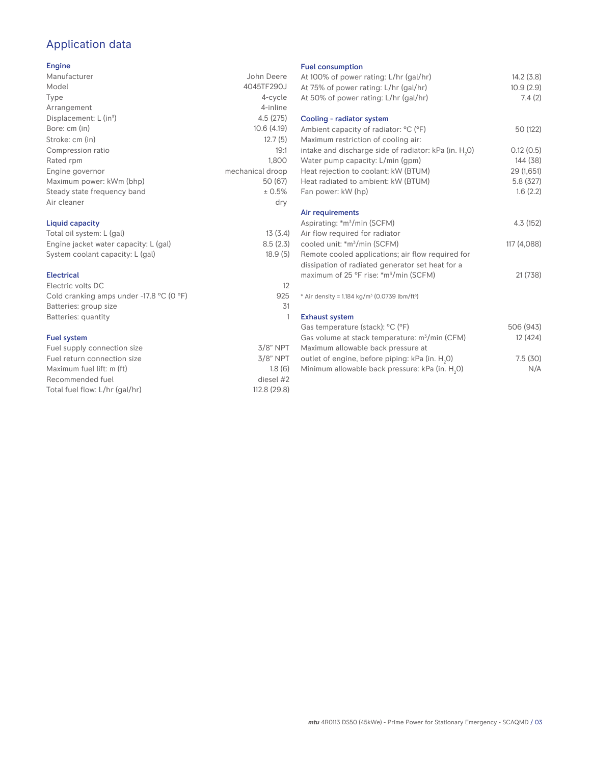# Application data

## Engine

| | |
|---|---|
| Manufacturer | John Deere |
| Model | 4045TF290J |
| Type | 4-cycle |
| Arrangement | 4-inline |
| Displacement: L ($in^3$) | 4.5 (275) |
| Bore: cm (in) | 10.6 (4.19) |
| Stroke: cm (in) | 12.7 (5) |
| Compression ratio | 19:1 |
| Rated rpm | 1,800 |
| Engine governor | mechanical droop |
| Maximum power: kWm (bhp) | 50 (67) |
| Steady state frequency band | ± 0.5% |
| Air cleaner | dry |

## Liquid capacity

| | |
|---|---|
| Total oil system: L (gal) | 13 (3.4) |
| Engine jacket water capacity: L (gal) | 8.5 (2.3) |
| System coolant capacity: L (gal) | 18.9 (5) |

## Electrical

| | |
|---|---|
| Electric volts DC | 12 |
| Cold cranking amps under -17.8 °C (0 °F) | 925 |
| Batteries: group size | 31 |
| Batteries: quantity | 1 |

## Fuel system

| | |
|---|---|
| Fuel supply connection size | 3/8" NPT |
| Fuel return connection size | 3/8" NPT |
| Maximum fuel lift: m (ft) | 1.8 (6) |
| Recommended fuel | diesel #2 |
| Total fuel flow: L/hr (gal/hr) | 112.8 (29.8) |

## Fuel consumption

| | |
|---|---|
| At 100% of power rating: L/hr (gal/hr) | 14.2 (3.8) |
| At 75% of power rating: L/hr (gal/hr) | 10.9 (2.9) |
| At 50% of power rating: L/hr (gal/hr) | 7.4 (2) |

## Cooling - radiator system

| | |
|---|---|
| Ambient capacity of radiator: °C (°F) | 50 (122) |
| Maximum restriction of cooling air: intake and discharge side of radiator: kPa (in. $H_2O$) | 0.12 (0.5) |
| Water pump capacity: L/min (gpm) | 144 (38) |
| Heat rejection to coolant: kW (BTUM) | 29 (1,651) |
| Heat radiated to ambient: kW (BTUM) | 5.8 (327) |
| Fan power: kW (hp) | 1.6 (2.2) |

## Air requirements

| | |
|---|---|
| Aspirating: *$m^3$/min (SCFM) | 4.3 (152) |
| Air flow required for radiator cooled unit: *$m^3$/min (SCFM) | 117 (4,088) |
| Remote cooled applications; air flow required for dissipation of radiated generator set heat for a maximum of 25 °F rise: *$m^3$/min (SCFM) | 21 (738) |

* Air density = 1.184 kg/$m^3$ (0.0739 lbm/$ft^3$)

## Exhaust system

| | |
|---|---|
| Gas temperature (stack): °C (°F) | 506 (943) |
| Gas volume at stack temperature: $m^3$/min (CFM) | 12 (424) |
| Maximum allowable back pressure at outlet of engine, before piping: kPa (in. $H_2O$) | 7.5 (30) |
| Minimum allowable back pressure: kPa (in. $H_2O$) | N/A |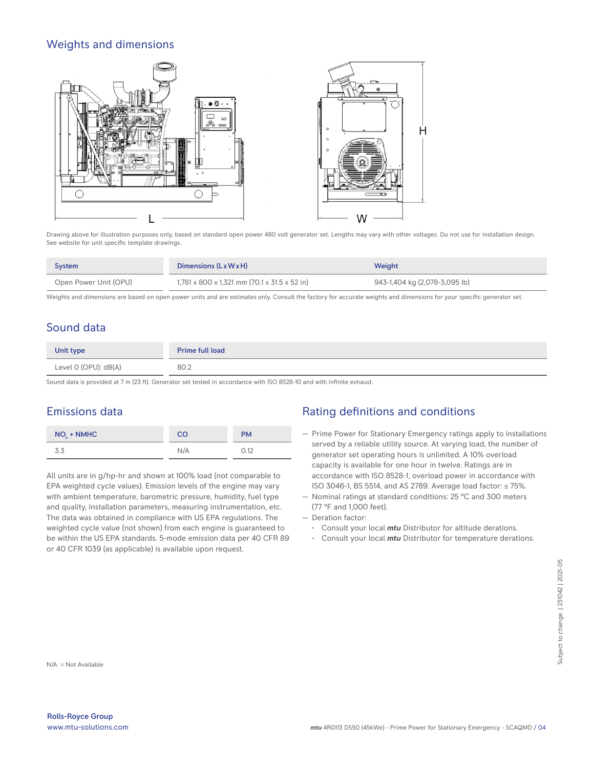## Weights and dimensions

L

W

H

Drawing above for illustration purposes only, based on standard open power 480 volt generator set. Lengths may vary with other voltages. Do not use for installation design. See website for unit specific template drawings.

| System | Dimensions (L x W x H) | Weight |
|---|---|---|
| Open Power Unit (OPU) | 1,781 x 800 x 1,321 mm (70.1 x 31.5 x 52 in) | 943-1,404 kg (2,078-3,095 lb) |

Weights and dimensions are based on open power units and are estimates only. Consult the factory for accurate weights and dimensions for your specific generator set.

## Sound data

| Unit type | Prime full load |
|---|---|
| Level 0 (OPU): dB(A) | 80.2 |

Sound data is provided at 7 m (23 ft). Generator set tested in accordance with ISO 8528-10 and with infinite exhaust.

## Emissions data

| $NO_x$ + NMHC | CO | PM |
|---|---|---|
| 3.3 | N/A | 0.12 |

All units are in g/hp-hr and shown at 100% load (not comparable to EPA weighted cycle values). Emission levels of the engine may vary with ambient temperature, barometric pressure, humidity, fuel type and quality, installation parameters, measuring instrumentation, etc. The data was obtained in compliance with US EPA regulations. The weighted cycle value (not shown) from each engine is guaranteed to be within the US EPA standards. 5-mode emission data per 40 CFR 89 or 40 CFR 1039 (as applicable) is available upon request.

## Rating definitions and conditions

- Prime Power for Stationary Emergency ratings apply to installations served by a reliable utility source. At varying load, the number of generator set operating hours is unlimited. A 10% overload capacity is available for one hour in twelve. Ratings are in accordance with ISO 8528-1, overload power in accordance with ISO 3046-1, BS 5514, and AS 2789. Average load factor: ≤ 75%.
- Nominal ratings at standard conditions: 25 °C and 300 meters (77 °F and 1,000 feet).
- Deration factor:
  - Consult your local ***mtu*** Distributor for altitude derations.
  - Consult your local ***mtu*** Distributor for temperature derations.

N/A = Not Available

Subject to change. | 231042 | 2021-05

**Rolls-Royce Group**
www.mtu-solutions.com

***mtu*** 4R0113 DS50 (45kWe) - Prime Power for Stationary Emergency - SCAQMD